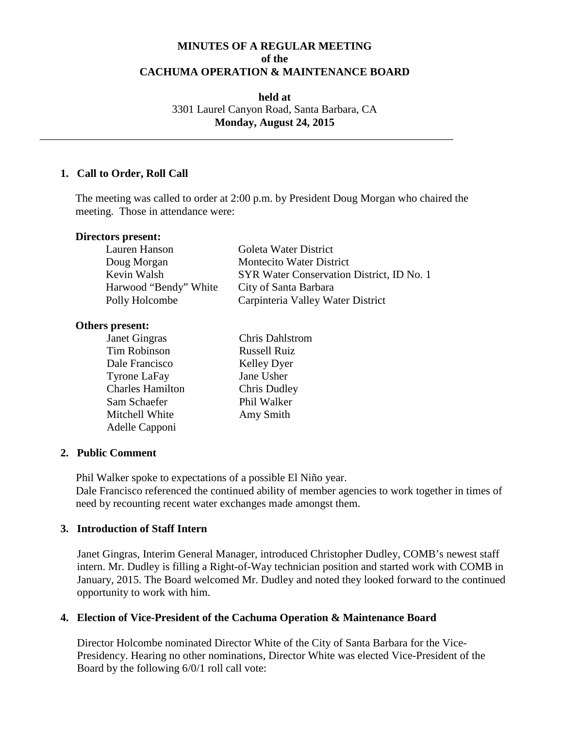# MINUTES OF A REGULAR MEETING
## of the
## CACHUMA OPERATION & MAINTENANCE BOARD

**held at**
3301 Laurel Canyon Road, Santa Barbara, CA
**Monday, August 24, 2015**

---

### 1. Call to Order, Roll Call

The meeting was called to order at 2:00 p.m. by President Doug Morgan who chaired the meeting. Those in attendance were:

**Directors present:**

| | |
|---|---|
| Lauren Hanson | Goleta Water District |
| Doug Morgan | Montecito Water District |
| Kevin Walsh | SYR Water Conservation District, ID No. 1 |
| Harwood "Bendy" White | City of Santa Barbara |
| Polly Holcombe | Carpinteria Valley Water District |

**Others present:**

| | |
|---|---|
| Janet Gingras | Chris Dahlstrom |
| Tim Robinson | Russell Ruiz |
| Dale Francisco | Kelley Dyer |
| Tyrone LaFay | Jane Usher |
| Charles Hamilton | Chris Dudley |
| Sam Schaefer | Phil Walker |
| Mitchell White | Amy Smith |
| Adelle Capponi | |

### 2. Public Comment

Phil Walker spoke to expectations of a possible El Niño year.
Dale Francisco referenced the continued ability of member agencies to work together in times of need by recounting recent water exchanges made amongst them.

### 3. Introduction of Staff Intern

Janet Gingras, Interim General Manager, introduced Christopher Dudley, COMB's newest staff intern. Mr. Dudley is filling a Right-of-Way technician position and started work with COMB in January, 2015. The Board welcomed Mr. Dudley and noted they looked forward to the continued opportunity to work with him.

### 4. Election of Vice-President of the Cachuma Operation & Maintenance Board

Director Holcombe nominated Director White of the City of Santa Barbara for the Vice-Presidency. Hearing no other nominations, Director White was elected Vice-President of the Board by the following 6/0/1 roll call vote: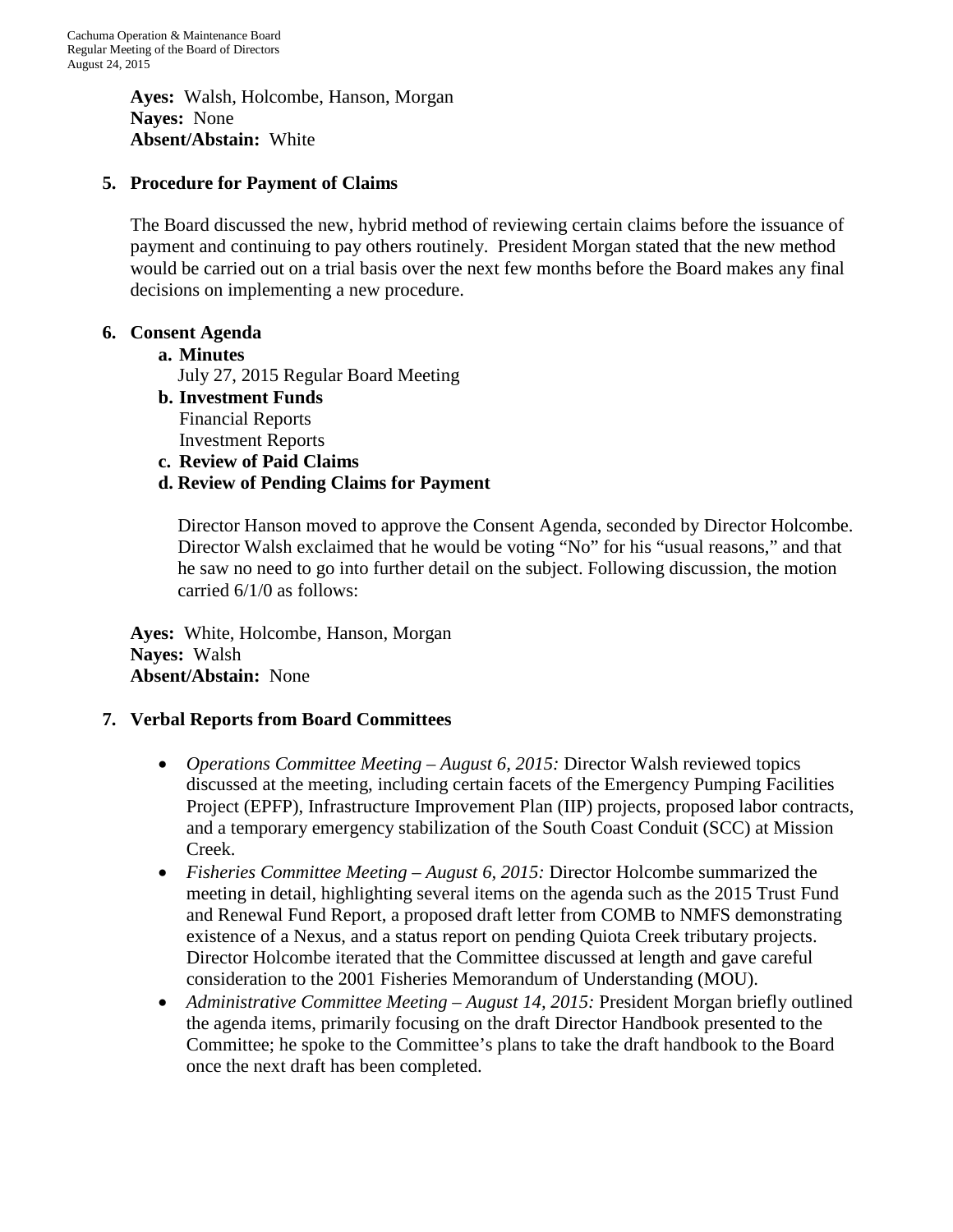**Ayes:** Walsh, Holcombe, Hanson, Morgan
**Nayes:** None
**Absent/Abstain:** White

## 5. Procedure for Payment of Claims

The Board discussed the new, hybrid method of reviewing certain claims before the issuance of payment and continuing to pay others routinely. President Morgan stated that the new method would be carried out on a trial basis over the next few months before the Board makes any final decisions on implementing a new procedure.

## 6. Consent Agenda

a. **Minutes**
   July 27, 2015 Regular Board Meeting
b. **Investment Funds**
   Financial Reports
   Investment Reports
c. **Review of Paid Claims**
d. **Review of Pending Claims for Payment**

Director Hanson moved to approve the Consent Agenda, seconded by Director Holcombe. Director Walsh exclaimed that he would be voting "No" for his "usual reasons," and that he saw no need to go into further detail on the subject. Following discussion, the motion carried 6/1/0 as follows:

**Ayes:** White, Holcombe, Hanson, Morgan
**Nayes:** Walsh
**Absent/Abstain:** None

## 7. Verbal Reports from Board Committees

- *Operations Committee Meeting – August 6, 2015:* Director Walsh reviewed topics discussed at the meeting, including certain facets of the Emergency Pumping Facilities Project (EPFP), Infrastructure Improvement Plan (IIP) projects, proposed labor contracts, and a temporary emergency stabilization of the South Coast Conduit (SCC) at Mission Creek.
- *Fisheries Committee Meeting – August 6, 2015:* Director Holcombe summarized the meeting in detail, highlighting several items on the agenda such as the 2015 Trust Fund and Renewal Fund Report, a proposed draft letter from COMB to NMFS demonstrating existence of a Nexus, and a status report on pending Quiota Creek tributary projects. Director Holcombe iterated that the Committee discussed at length and gave careful consideration to the 2001 Fisheries Memorandum of Understanding (MOU).
- *Administrative Committee Meeting – August 14, 2015:* President Morgan briefly outlined the agenda items, primarily focusing on the draft Director Handbook presented to the Committee; he spoke to the Committee's plans to take the draft handbook to the Board once the next draft has been completed.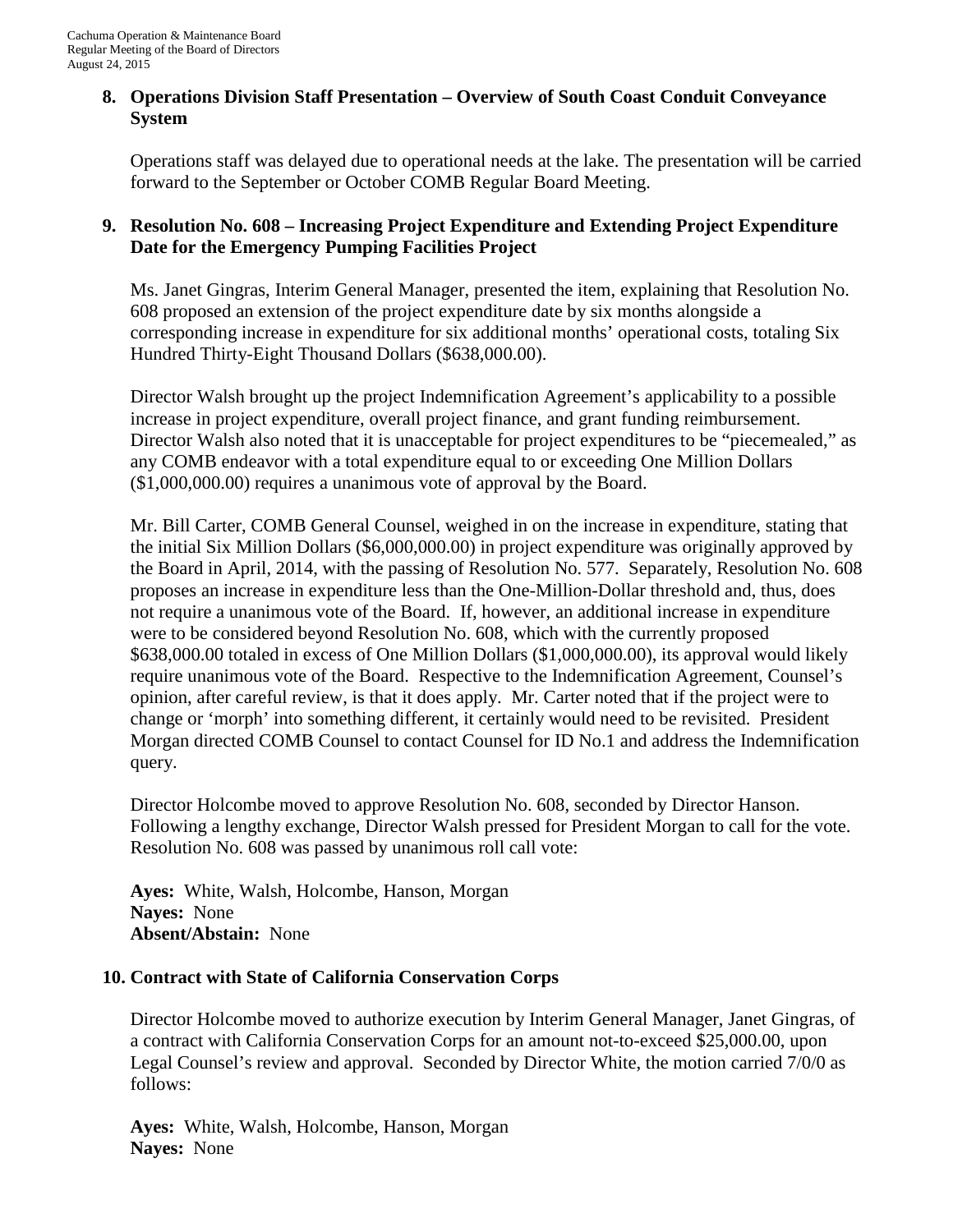## 8. Operations Division Staff Presentation – Overview of South Coast Conduit Conveyance System

Operations staff was delayed due to operational needs at the lake. The presentation will be carried forward to the September or October COMB Regular Board Meeting.

## 9. Resolution No. 608 – Increasing Project Expenditure and Extending Project Expenditure Date for the Emergency Pumping Facilities Project

Ms. Janet Gingras, Interim General Manager, presented the item, explaining that Resolution No. 608 proposed an extension of the project expenditure date by six months alongside a corresponding increase in expenditure for six additional months' operational costs, totaling Six Hundred Thirty-Eight Thousand Dollars ($638,000.00).

Director Walsh brought up the project Indemnification Agreement's applicability to a possible increase in project expenditure, overall project finance, and grant funding reimbursement. Director Walsh also noted that it is unacceptable for project expenditures to be "piecemealed," as any COMB endeavor with a total expenditure equal to or exceeding One Million Dollars ($1,000,000.00) requires a unanimous vote of approval by the Board.

Mr. Bill Carter, COMB General Counsel, weighed in on the increase in expenditure, stating that the initial Six Million Dollars ($6,000,000.00) in project expenditure was originally approved by the Board in April, 2014, with the passing of Resolution No. 577. Separately, Resolution No. 608 proposes an increase in expenditure less than the One-Million-Dollar threshold and, thus, does not require a unanimous vote of the Board. If, however, an additional increase in expenditure were to be considered beyond Resolution No. 608, which with the currently proposed $638,000.00 totaled in excess of One Million Dollars ($1,000,000.00), its approval would likely require unanimous vote of the Board. Respective to the Indemnification Agreement, Counsel's opinion, after careful review, is that it does apply. Mr. Carter noted that if the project were to change or 'morph' into something different, it certainly would need to be revisited. President Morgan directed COMB Counsel to contact Counsel for ID No.1 and address the Indemnification query.

Director Holcombe moved to approve Resolution No. 608, seconded by Director Hanson. Following a lengthy exchange, Director Walsh pressed for President Morgan to call for the vote. Resolution No. 608 was passed by unanimous roll call vote:

**Ayes:** White, Walsh, Holcombe, Hanson, Morgan
**Nayes:** None
**Absent/Abstain:** None

## 10. Contract with State of California Conservation Corps

Director Holcombe moved to authorize execution by Interim General Manager, Janet Gingras, of a contract with California Conservation Corps for an amount not-to-exceed $25,000.00, upon Legal Counsel's review and approval. Seconded by Director White, the motion carried 7/0/0 as follows:

**Ayes:** White, Walsh, Holcombe, Hanson, Morgan
**Nayes:** None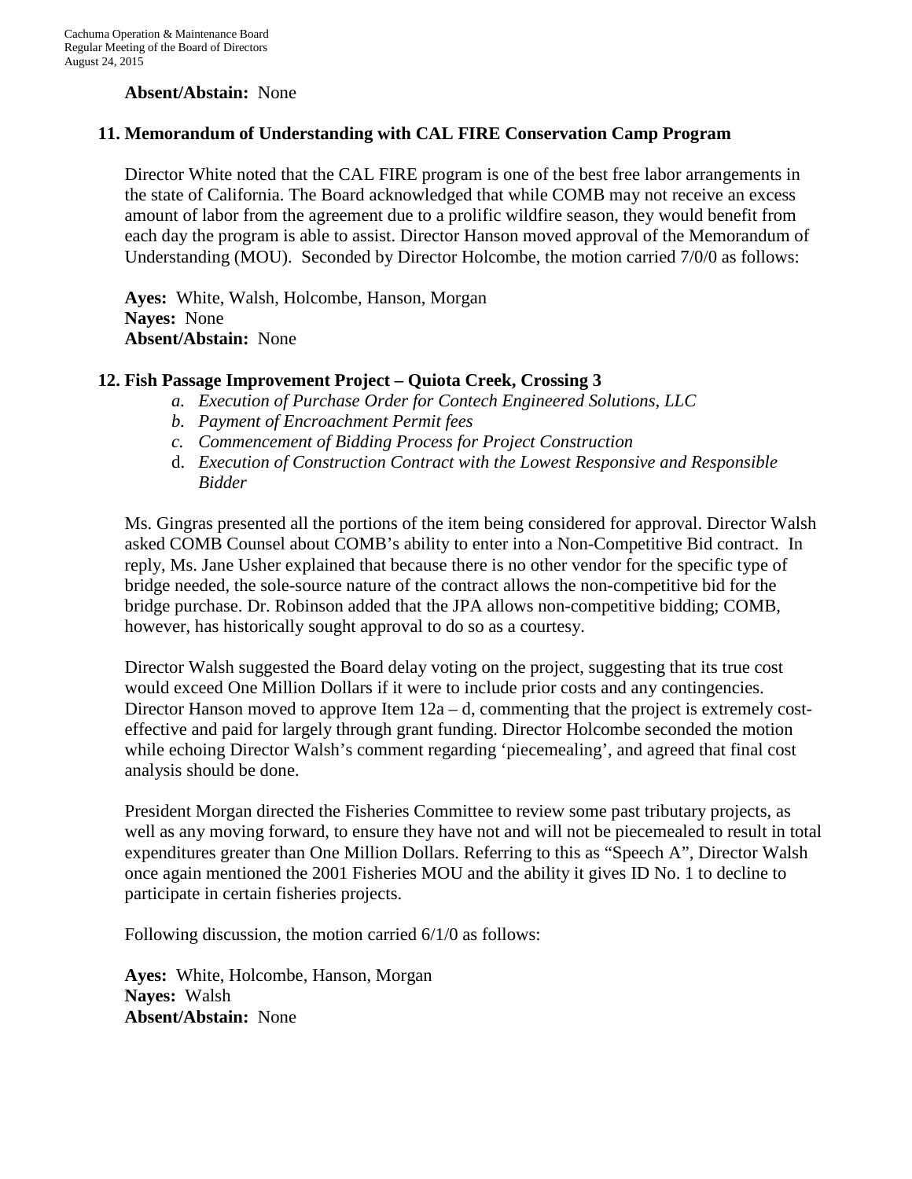**Absent/Abstain:** None

## 11. Memorandum of Understanding with CAL FIRE Conservation Camp Program

Director White noted that the CAL FIRE program is one of the best free labor arrangements in the state of California. The Board acknowledged that while COMB may not receive an excess amount of labor from the agreement due to a prolific wildfire season, they would benefit from each day the program is able to assist. Director Hanson moved approval of the Memorandum of Understanding (MOU). Seconded by Director Holcombe, the motion carried 7/0/0 as follows:

**Ayes:** White, Walsh, Holcombe, Hanson, Morgan
**Nayes:** None
**Absent/Abstain:** None

## 12. Fish Passage Improvement Project – Quiota Creek, Crossing 3

*a. Execution of Purchase Order for Contech Engineered Solutions, LLC*
*b. Payment of Encroachment Permit fees*
*c. Commencement of Bidding Process for Project Construction*
d. *Execution of Construction Contract with the Lowest Responsive and Responsible Bidder*

Ms. Gingras presented all the portions of the item being considered for approval. Director Walsh asked COMB Counsel about COMB's ability to enter into a Non-Competitive Bid contract. In reply, Ms. Jane Usher explained that because there is no other vendor for the specific type of bridge needed, the sole-source nature of the contract allows the non-competitive bid for the bridge purchase. Dr. Robinson added that the JPA allows non-competitive bidding; COMB, however, has historically sought approval to do so as a courtesy.

Director Walsh suggested the Board delay voting on the project, suggesting that its true cost would exceed One Million Dollars if it were to include prior costs and any contingencies. Director Hanson moved to approve Item 12a – d, commenting that the project is extremely cost-effective and paid for largely through grant funding. Director Holcombe seconded the motion while echoing Director Walsh's comment regarding 'piecemealing', and agreed that final cost analysis should be done.

President Morgan directed the Fisheries Committee to review some past tributary projects, as well as any moving forward, to ensure they have not and will not be piecemealed to result in total expenditures greater than One Million Dollars. Referring to this as "Speech A", Director Walsh once again mentioned the 2001 Fisheries MOU and the ability it gives ID No. 1 to decline to participate in certain fisheries projects.

Following discussion, the motion carried 6/1/0 as follows:

**Ayes:** White, Holcombe, Hanson, Morgan
**Nayes:** Walsh
**Absent/Abstain:** None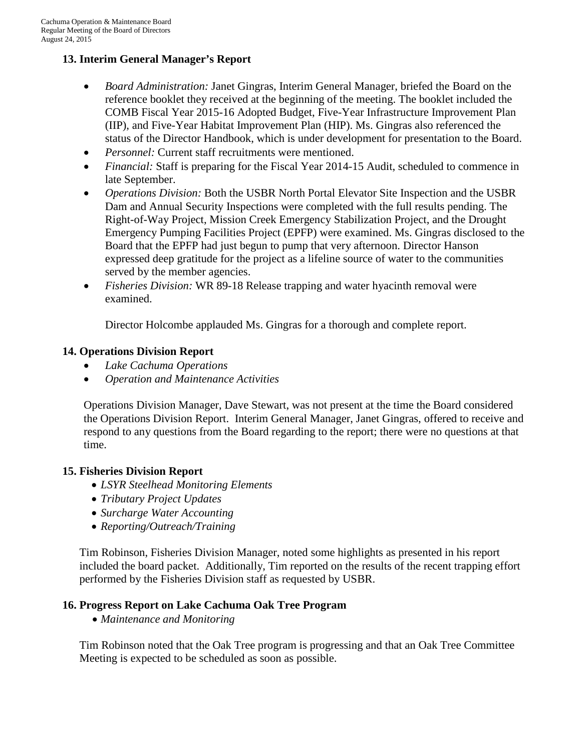## 13. Interim General Manager's Report

- *Board Administration:* Janet Gingras, Interim General Manager, briefed the Board on the reference booklet they received at the beginning of the meeting. The booklet included the COMB Fiscal Year 2015-16 Adopted Budget, Five-Year Infrastructure Improvement Plan (IIP), and Five-Year Habitat Improvement Plan (HIP). Ms. Gingras also referenced the status of the Director Handbook, which is under development for presentation to the Board.
- *Personnel:* Current staff recruitments were mentioned.
- *Financial:* Staff is preparing for the Fiscal Year 2014-15 Audit, scheduled to commence in late September.
- *Operations Division:* Both the USBR North Portal Elevator Site Inspection and the USBR Dam and Annual Security Inspections were completed with the full results pending. The Right-of-Way Project, Mission Creek Emergency Stabilization Project, and the Drought Emergency Pumping Facilities Project (EPFP) were examined. Ms. Gingras disclosed to the Board that the EPFP had just begun to pump that very afternoon. Director Hanson expressed deep gratitude for the project as a lifeline source of water to the communities served by the member agencies.
- *Fisheries Division:* WR 89-18 Release trapping and water hyacinth removal were examined.

Director Holcombe applauded Ms. Gingras for a thorough and complete report.

## 14. Operations Division Report

- *Lake Cachuma Operations*
- *Operation and Maintenance Activities*

Operations Division Manager, Dave Stewart, was not present at the time the Board considered the Operations Division Report. Interim General Manager, Janet Gingras, offered to receive and respond to any questions from the Board regarding to the report; there were no questions at that time.

## 15. Fisheries Division Report

- *LSYR Steelhead Monitoring Elements*
- *Tributary Project Updates*
- *Surcharge Water Accounting*
- *Reporting/Outreach/Training*

Tim Robinson, Fisheries Division Manager, noted some highlights as presented in his report included the board packet. Additionally, Tim reported on the results of the recent trapping effort performed by the Fisheries Division staff as requested by USBR.

## 16. Progress Report on Lake Cachuma Oak Tree Program

- *Maintenance and Monitoring*

Tim Robinson noted that the Oak Tree program is progressing and that an Oak Tree Committee Meeting is expected to be scheduled as soon as possible.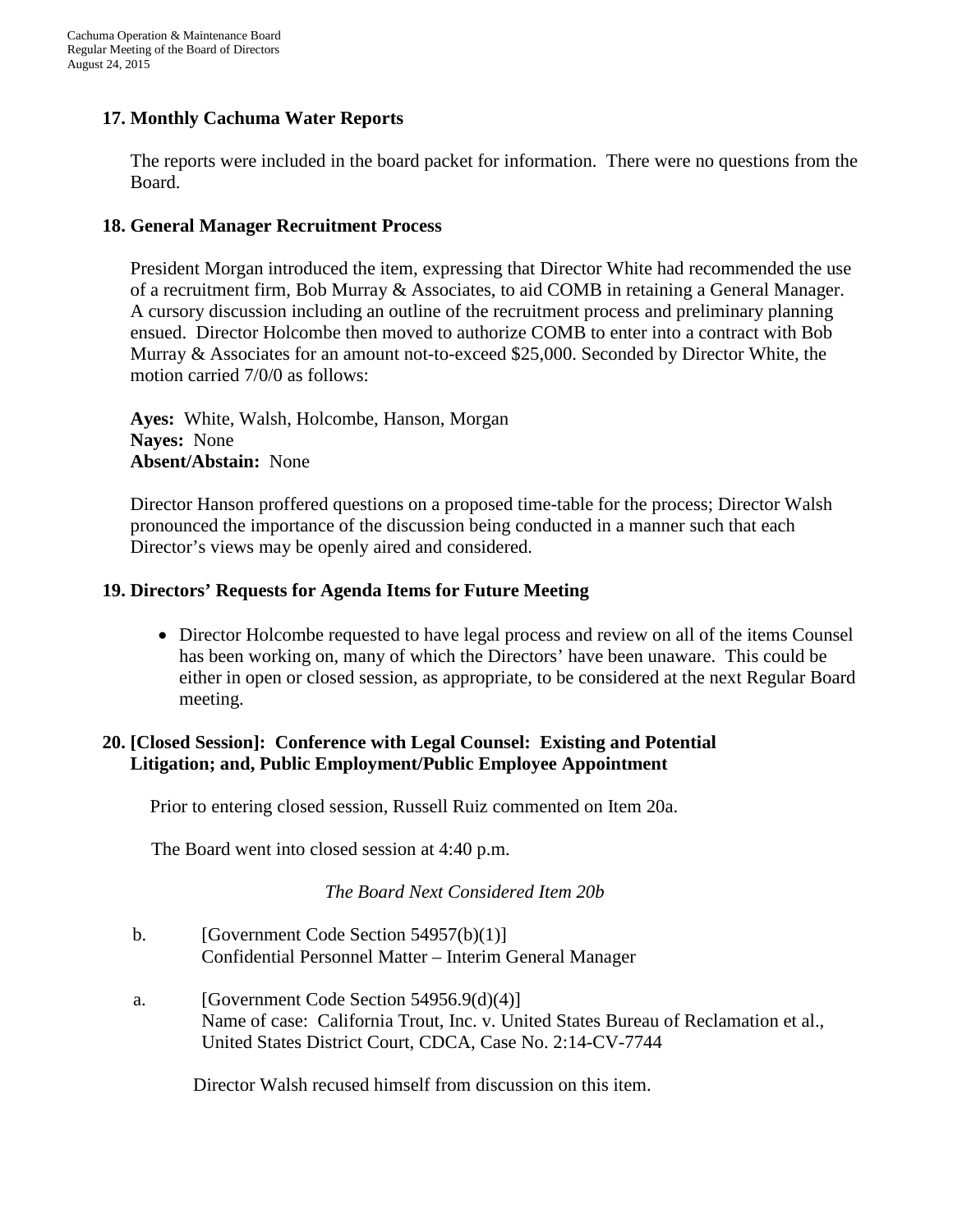## 17. Monthly Cachuma Water Reports

The reports were included in the board packet for information. There were no questions from the Board.

## 18. General Manager Recruitment Process

President Morgan introduced the item, expressing that Director White had recommended the use of a recruitment firm, Bob Murray & Associates, to aid COMB in retaining a General Manager. A cursory discussion including an outline of the recruitment process and preliminary planning ensued. Director Holcombe then moved to authorize COMB to enter into a contract with Bob Murray & Associates for an amount not-to-exceed $25,000. Seconded by Director White, the motion carried 7/0/0 as follows:

**Ayes:** White, Walsh, Holcombe, Hanson, Morgan
**Nayes:** None
**Absent/Abstain:** None

Director Hanson proffered questions on a proposed time-table for the process; Director Walsh pronounced the importance of the discussion being conducted in a manner such that each Director's views may be openly aired and considered.

## 19. Directors' Requests for Agenda Items for Future Meeting

- Director Holcombe requested to have legal process and review on all of the items Counsel has been working on, many of which the Directors' have been unaware. This could be either in open or closed session, as appropriate, to be considered at the next Regular Board meeting.

## 20. [Closed Session]: Conference with Legal Counsel: Existing and Potential Litigation; and, Public Employment/Public Employee Appointment

Prior to entering closed session, Russell Ruiz commented on Item 20a.

The Board went into closed session at 4:40 p.m.

*The Board Next Considered Item 20b*

b. [Government Code Section 54957(b)(1)]
Confidential Personnel Matter – Interim General Manager

a. [Government Code Section 54956.9(d)(4)]
Name of case: California Trout, Inc. v. United States Bureau of Reclamation et al., United States District Court, CDCA, Case No. 2:14-CV-7744

Director Walsh recused himself from discussion on this item.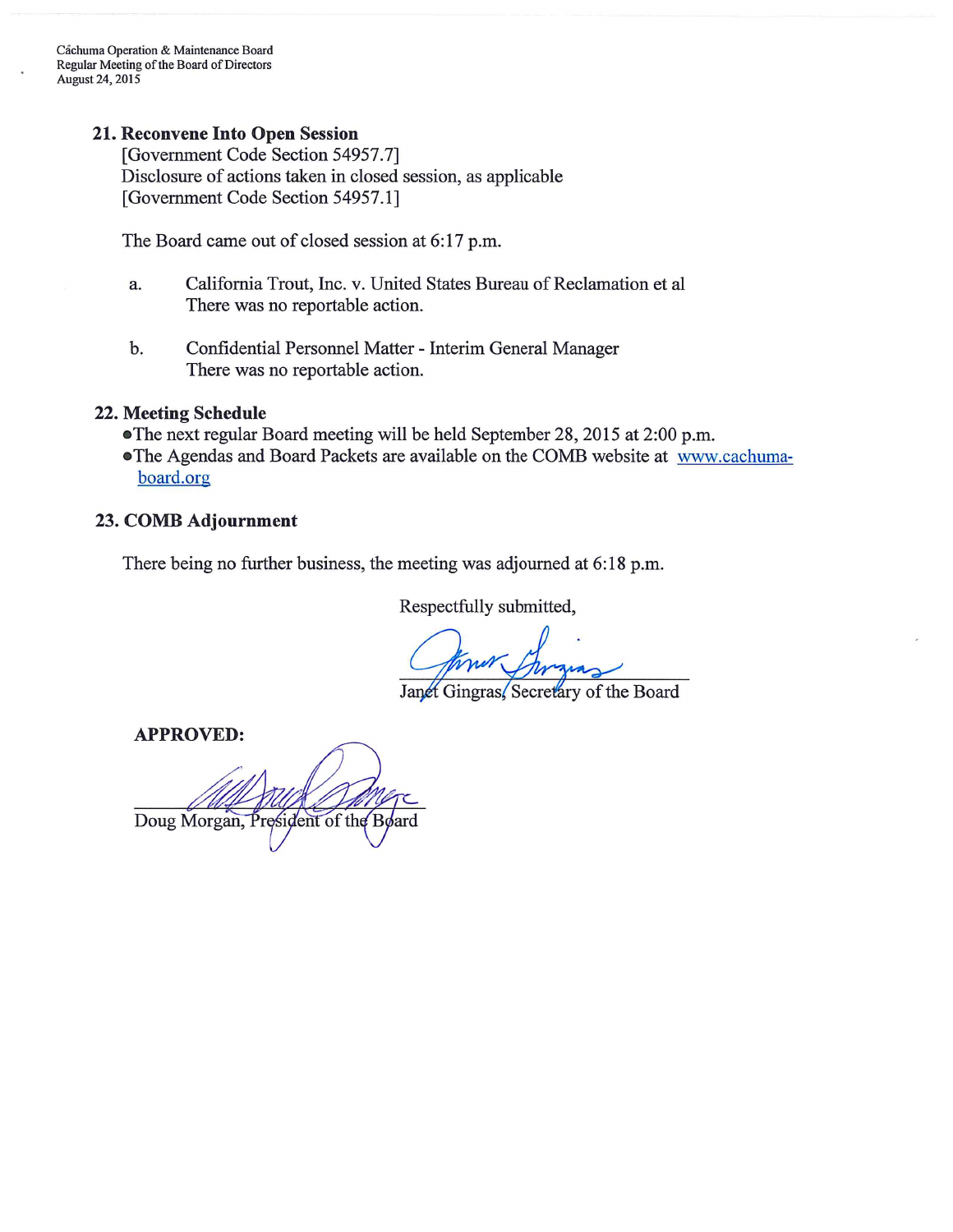## 21. Reconvene Into Open Session

[Government Code Section 54957.7]
Disclosure of actions taken in closed session, as applicable
[Government Code Section 54957.1]

The Board came out of closed session at 6:17 p.m.

a. California Trout, Inc. v. United States Bureau of Reclamation et al
There was no reportable action.

b. Confidential Personnel Matter - Interim General Manager
There was no reportable action.

## 22. Meeting Schedule

- The next regular Board meeting will be held September 28, 2015 at 2:00 p.m.
- The Agendas and Board Packets are available on the COMB website at www.cachuma-board.org

## 23. COMB Adjournment

There being no further business, the meeting was adjourned at 6:18 p.m.

Respectfully submitted,

Janet Gingras, Secretary of the Board

**APPROVED:**

Doug Morgan, President of the Board